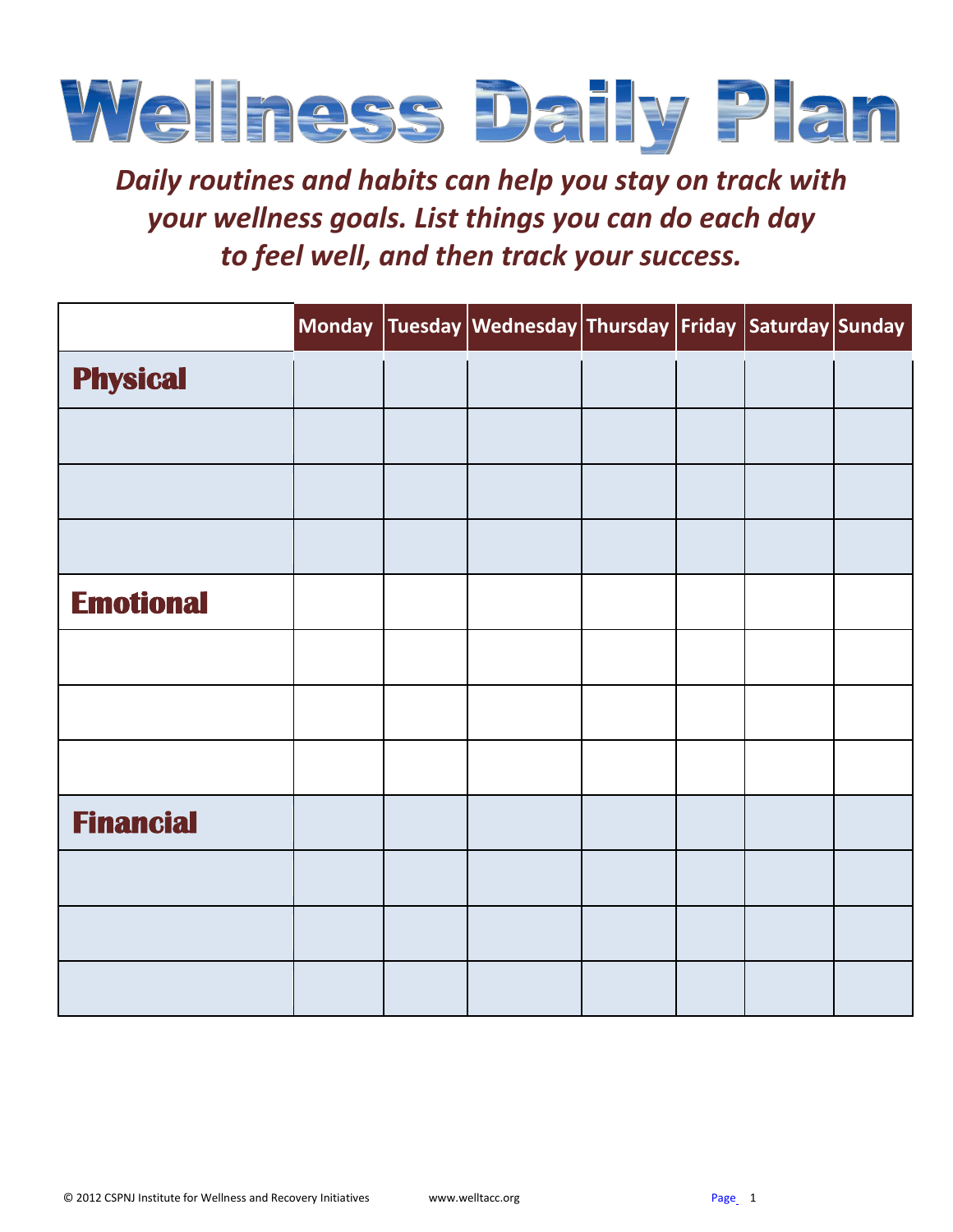# Wellness Daily Plan

***Daily routines and habits can help you stay on track with your wellness goals. List things you can do each day to feel well, and then track your success.***

| | Monday | Tuesday | Wednesday | Thursday | Friday | Saturday | Sunday |
|---|---|---|---|---|---|---|---|
| **Physical** | | | | | | | |
| | | | | | | | |
| | | | | | | | |
| | | | | | | | |
| **Emotional** | | | | | | | |
| | | | | | | | |
| | | | | | | | |
| | | | | | | | |
| **Financial** | | | | | | | |
| | | | | | | | |
| | | | | | | | |
| | | | | | | | |

© 2012 CSPNJ Institute for Wellness and Recovery Initiatives www.welltacc.org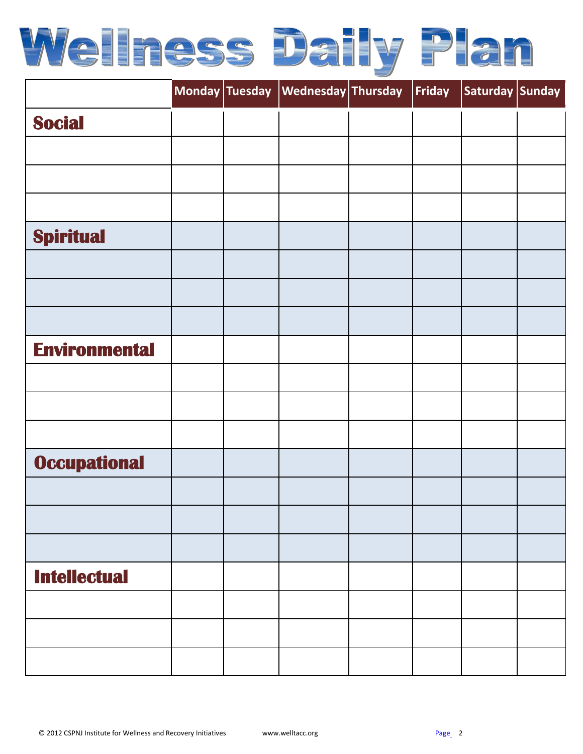# Wellness Daily Plan

| | Monday | Tuesday | Wednesday | Thursday | Friday | Saturday | Sunday |
|---|---|---|---|---|---|---|---|
| **Social** | | | | | | | |
| | | | | | | | |
| | | | | | | | |
| | | | | | | | |
| **Spiritual** | | | | | | | |
| | | | | | | | |
| | | | | | | | |
| | | | | | | | |
| **Environmental** | | | | | | | |
| | | | | | | | |
| | | | | | | | |
| | | | | | | | |
| **Occupational** | | | | | | | |
| | | | | | | | |
| | | | | | | | |
| | | | | | | | |
| **Intellectual** | | | | | | | |
| | | | | | | | |
| | | | | | | | |
| | | | | | | | |

© 2012 CSPNJ Institute for Wellness and Recovery Initiatives www.welltacc.org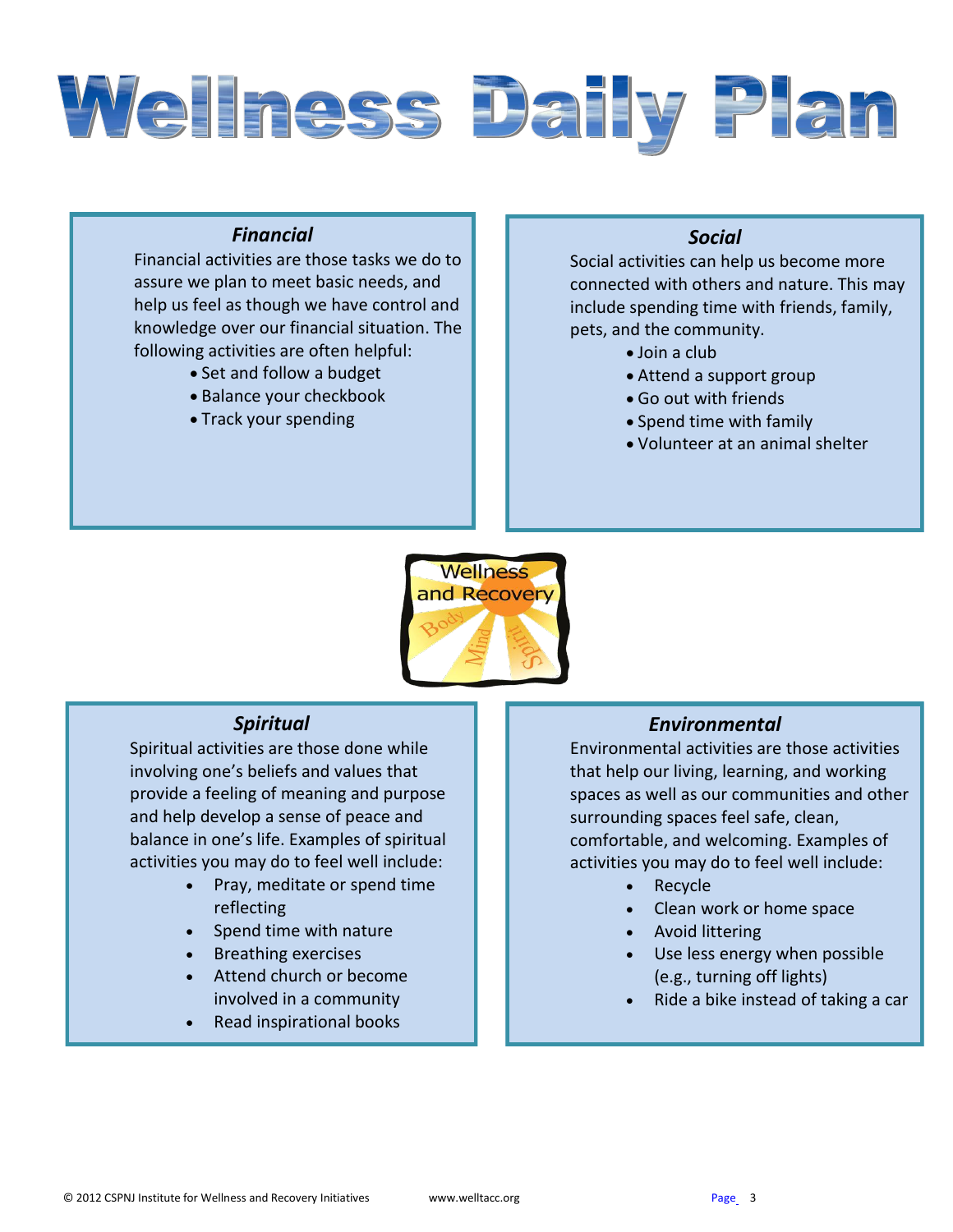# Wellness Daily Plan

### *Financial*

Financial activities are those tasks we do to assure we plan to meet basic needs, and help us feel as though we have control and knowledge over our financial situation. The following activities are often helpful:

- Set and follow a budget
- Balance your checkbook
- Track your spending

### *Social*

Social activities can help us become more connected with others and nature. This may include spending time with friends, family, pets, and the community.

- Join a club
- Attend a support group
- Go out with friends
- Spend time with family
- Volunteer at an animal shelter

Wellness and Recovery

Body Mind Spirit

### *Spiritual*

Spiritual activities are those done while involving one's beliefs and values that provide a feeling of meaning and purpose and help develop a sense of peace and balance in one's life. Examples of spiritual activities you may do to feel well include:

- Pray, meditate or spend time reflecting
- Spend time with nature
- Breathing exercises
- Attend church or become involved in a community
- Read inspirational books

### *Environmental*

Environmental activities are those activities that help our living, learning, and working spaces as well as our communities and other surrounding spaces feel safe, clean, comfortable, and welcoming. Examples of activities you may do to feel well include:

- Recycle
- Clean work or home space
- Avoid littering
- Use less energy when possible (e.g., turning off lights)
- Ride a bike instead of taking a car

© 2012 CSPNJ Institute for Wellness and Recovery Initiatives www.welltacc.org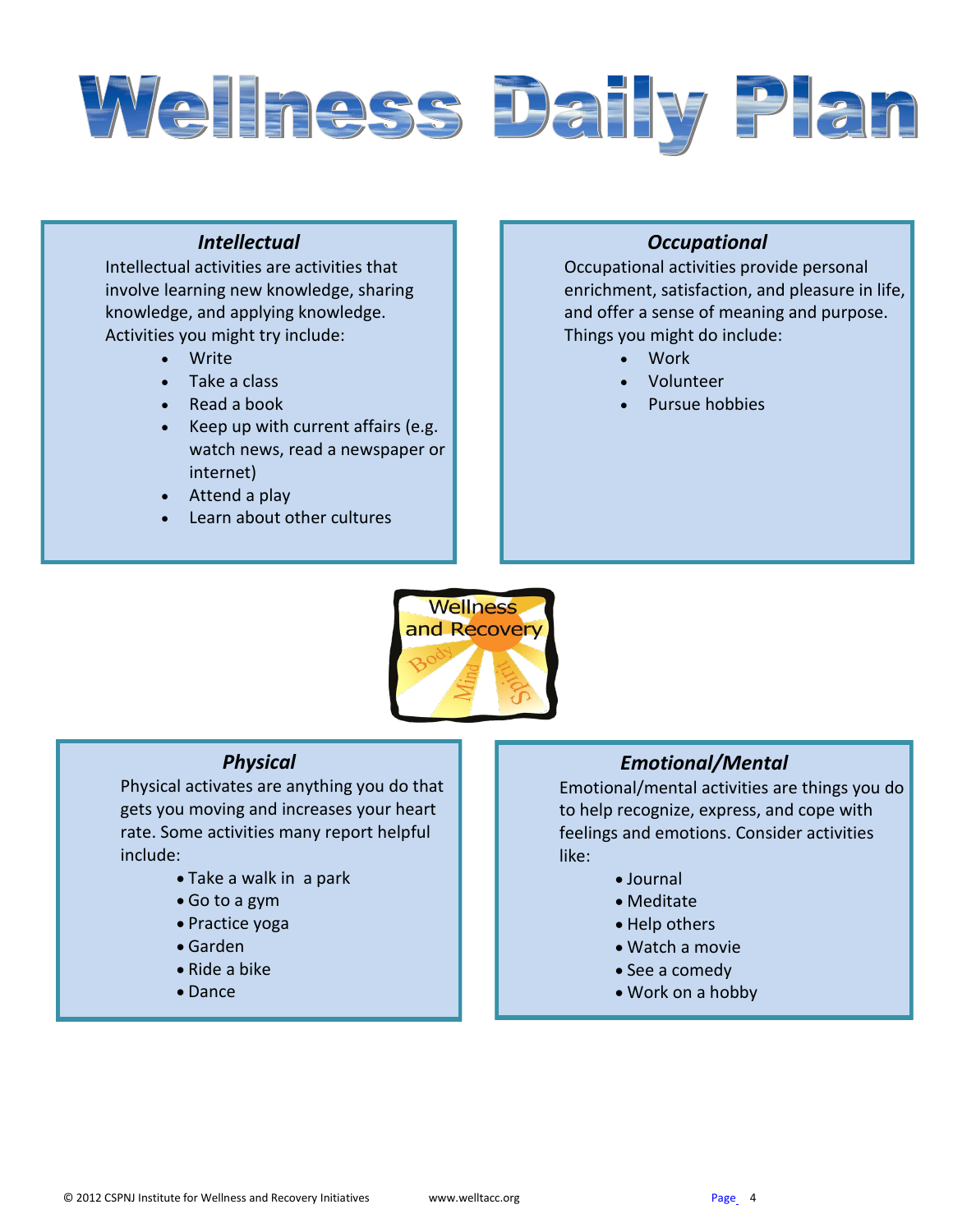# Wellness Daily Plan

### *Intellectual*

Intellectual activities are activities that involve learning new knowledge, sharing knowledge, and applying knowledge. Activities you might try include:

- Write
- Take a class
- Read a book
- Keep up with current affairs (e.g. watch news, read a newspaper or internet)
- Attend a play
- Learn about other cultures

### *Occupational*

Occupational activities provide personal enrichment, satisfaction, and pleasure in life, and offer a sense of meaning and purpose. Things you might do include:

- Work
- Volunteer
- Pursue hobbies

### *Physical*

Physical activates are anything you do that gets you moving and increases your heart rate. Some activities many report helpful include:

- Take a walk in a park
- Go to a gym
- Practice yoga
- Garden
- Ride a bike
- Dance

### *Emotional/Mental*

Emotional/mental activities are things you do to help recognize, express, and cope with feelings and emotions. Consider activities like:

- Journal
- Meditate
- Help others
- Watch a movie
- See a comedy
- Work on a hobby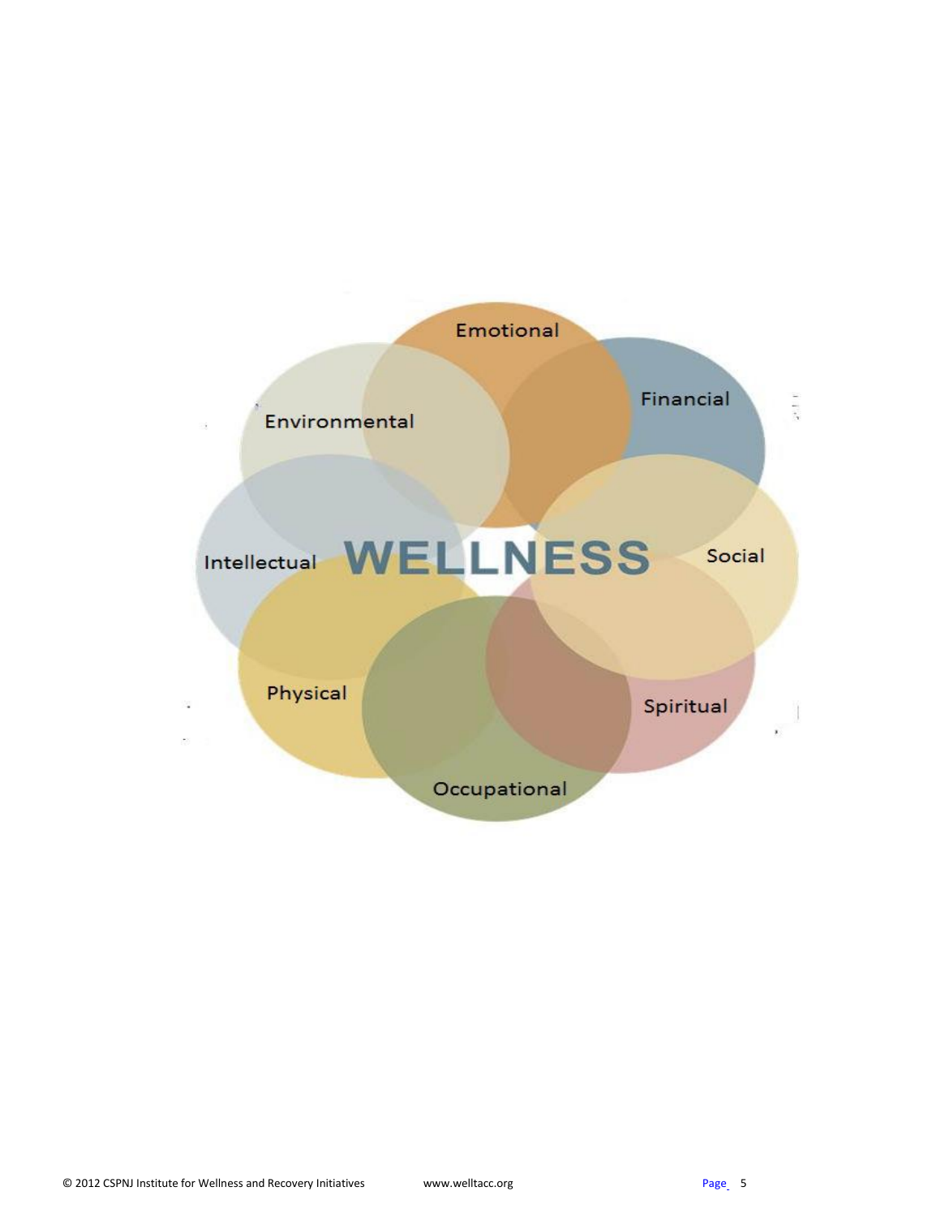Emotional

Financial

Environmental

Social

Intellectual

WELLNESS

Physical

Spiritual

Occupational